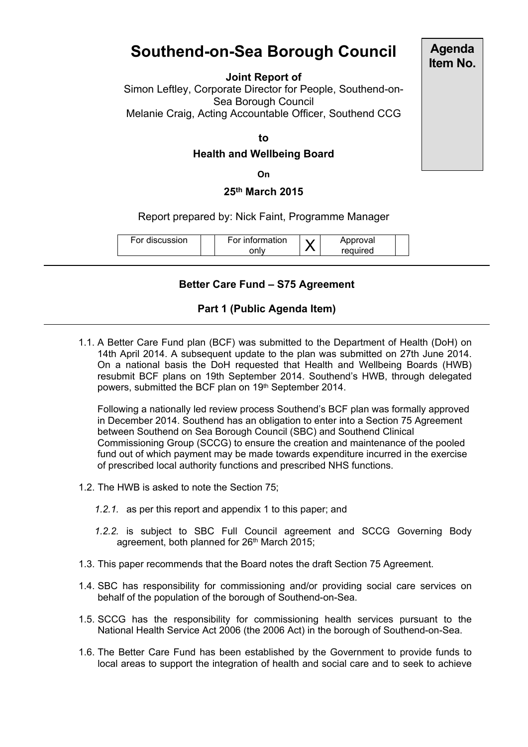# Southend-on-Sea Borough Council

**Agenda Item No.**

**Joint Report of**

Simon Leftley, Corporate Director for People, Southend-on-Sea Borough Council

Melanie Craig, Acting Accountable Officer, Southend CCG

**to**

**Health and Wellbeing Board**

**On**

**25th March 2015**

Report prepared by: Nick Faint, Programme Manager

| For discussion | | For information only | X | Approval required | |
|---|---|---|---|---|---|

## Better Care Fund – S75 Agreement

### Part 1 (Public Agenda Item)

1.1. A Better Care Fund plan (BCF) was submitted to the Department of Health (DoH) on 14th April 2014. A subsequent update to the plan was submitted on 27th June 2014. On a national basis the DoH requested that Health and Wellbeing Boards (HWB) resubmit BCF plans on 19th September 2014. Southend's HWB, through delegated powers, submitted the BCF plan on 19th September 2014.

Following a nationally led review process Southend's BCF plan was formally approved in December 2014. Southend has an obligation to enter into a Section 75 Agreement between Southend on Sea Borough Council (SBC) and Southend Clinical Commissioning Group (SCCG) to ensure the creation and maintenance of the pooled fund out of which payment may be made towards expenditure incurred in the exercise of prescribed local authority functions and prescribed NHS functions.

1.2. The HWB is asked to note the Section 75;

*1.2.1.* as per this report and appendix 1 to this paper; and

*1.2.2.* is subject to SBC Full Council agreement and SCCG Governing Body agreement, both planned for 26th March 2015;

1.3. This paper recommends that the Board notes the draft Section 75 Agreement.

1.4. SBC has responsibility for commissioning and/or providing social care services on behalf of the population of the borough of Southend-on-Sea.

1.5. SCCG has the responsibility for commissioning health services pursuant to the National Health Service Act 2006 (the 2006 Act) in the borough of Southend-on-Sea.

1.6. The Better Care Fund has been established by the Government to provide funds to local areas to support the integration of health and social care and to seek to achieve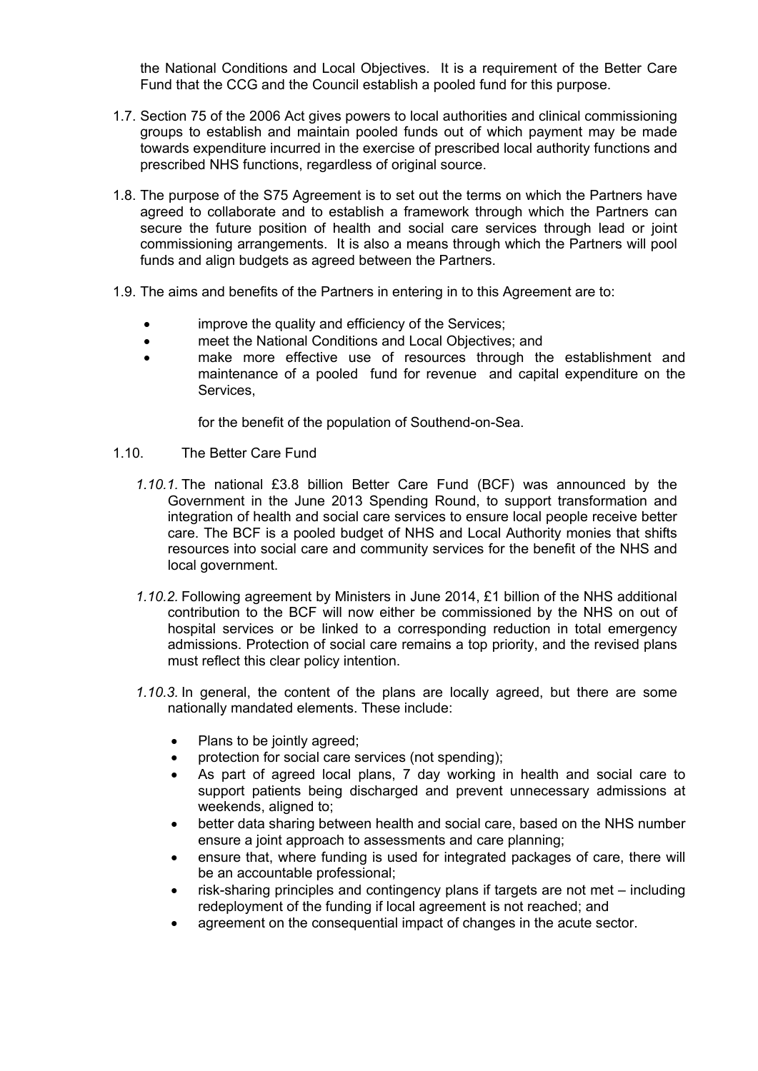the National Conditions and Local Objectives. It is a requirement of the Better Care Fund that the CCG and the Council establish a pooled fund for this purpose.

1.7. Section 75 of the 2006 Act gives powers to local authorities and clinical commissioning groups to establish and maintain pooled funds out of which payment may be made towards expenditure incurred in the exercise of prescribed local authority functions and prescribed NHS functions, regardless of original source.

1.8. The purpose of the S75 Agreement is to set out the terms on which the Partners have agreed to collaborate and to establish a framework through which the Partners can secure the future position of health and social care services through lead or joint commissioning arrangements. It is also a means through which the Partners will pool funds and align budgets as agreed between the Partners.

1.9. The aims and benefits of the Partners in entering in to this Agreement are to:

- improve the quality and efficiency of the Services;
- meet the National Conditions and Local Objectives; and
- make more effective use of resources through the establishment and maintenance of a pooled fund for revenue and capital expenditure on the Services,

  for the benefit of the population of Southend-on-Sea.

1.10. The Better Care Fund

*1.10.1.* The national £3.8 billion Better Care Fund (BCF) was announced by the Government in the June 2013 Spending Round, to support transformation and integration of health and social care services to ensure local people receive better care. The BCF is a pooled budget of NHS and Local Authority monies that shifts resources into social care and community services for the benefit of the NHS and local government.

*1.10.2.* Following agreement by Ministers in June 2014, £1 billion of the NHS additional contribution to the BCF will now either be commissioned by the NHS on out of hospital services or be linked to a corresponding reduction in total emergency admissions. Protection of social care remains a top priority, and the revised plans must reflect this clear policy intention.

*1.10.3.* In general, the content of the plans are locally agreed, but there are some nationally mandated elements. These include:

- Plans to be jointly agreed;
- protection for social care services (not spending);
- As part of agreed local plans, 7 day working in health and social care to support patients being discharged and prevent unnecessary admissions at weekends, aligned to;
- better data sharing between health and social care, based on the NHS number ensure a joint approach to assessments and care planning;
- ensure that, where funding is used for integrated packages of care, there will be an accountable professional;
- risk-sharing principles and contingency plans if targets are not met – including redeployment of the funding if local agreement is not reached; and
- agreement on the consequential impact of changes in the acute sector.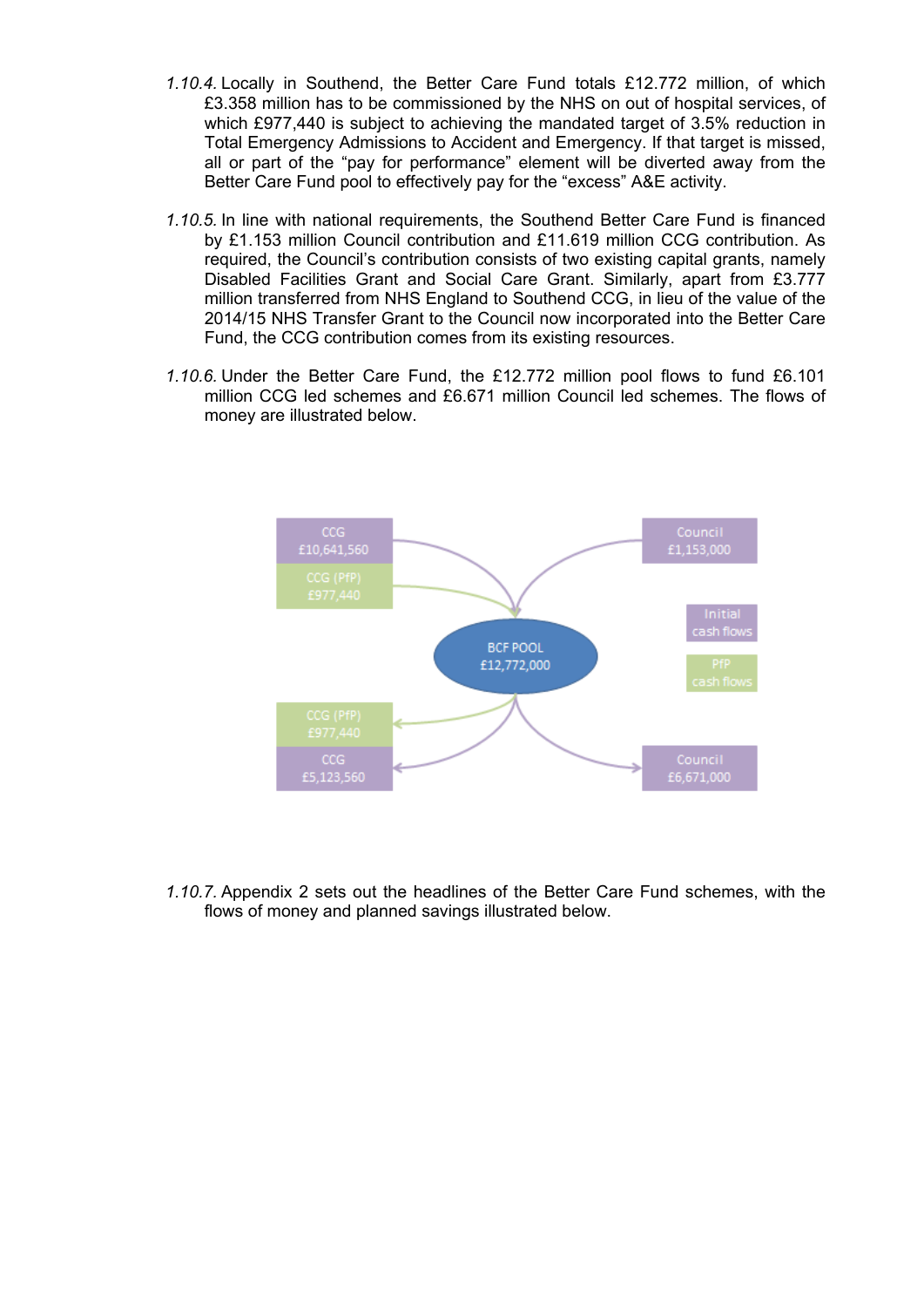*1.10.4.* Locally in Southend, the Better Care Fund totals £12.772 million, of which £3.358 million has to be commissioned by the NHS on out of hospital services, of which £977,440 is subject to achieving the mandated target of 3.5% reduction in Total Emergency Admissions to Accident and Emergency. If that target is missed, all or part of the "pay for performance" element will be diverted away from the Better Care Fund pool to effectively pay for the "excess" A&E activity.

*1.10.5.* In line with national requirements, the Southend Better Care Fund is financed by £1.153 million Council contribution and £11.619 million CCG contribution. As required, the Council's contribution consists of two existing capital grants, namely Disabled Facilities Grant and Social Care Grant. Similarly, apart from £3.777 million transferred from NHS England to Southend CCG, in lieu of the value of the 2014/15 NHS Transfer Grant to the Council now incorporated into the Better Care Fund, the CCG contribution comes from its existing resources.

*1.10.6.* Under the Better Care Fund, the £12.772 million pool flows to fund £6.101 million CCG led schemes and £6.671 million Council led schemes. The flows of money are illustrated below.

*1.10.7.* Appendix 2 sets out the headlines of the Better Care Fund schemes, with the flows of money and planned savings illustrated below.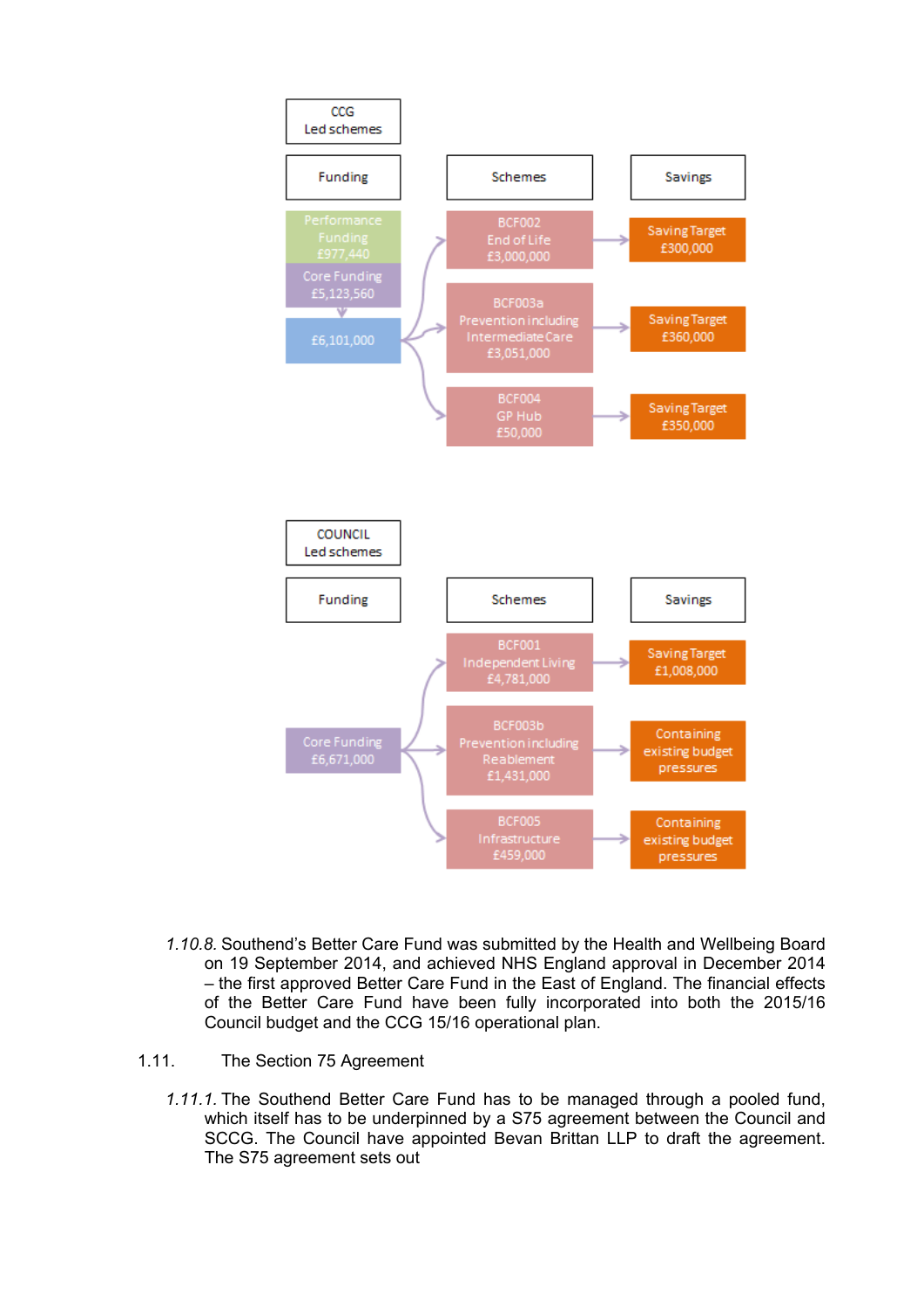**CCG Led schemes**

| Funding | Schemes | Savings |
| --- | --- | --- |
| Performance Funding £977,440 | | |
| Core Funding £5,123,560 | | |
| £6,101,000 | BCF002 End of Life £3,000,000 | Saving Target £300,000 |
| | BCF003a Prevention including Intermediate Care £3,051,000 | Saving Target £360,000 |
| | BCF004 GP Hub £50,000 | Saving Target £350,000 |

**COUNCIL Led schemes**

| Funding | Schemes | Savings |
| --- | --- | --- |
| Core Funding £6,671,000 | BCF001 Independent Living £4,781,000 | Saving Target £1,008,000 |
| | BCF003b Prevention including Reablement £1,431,000 | Containing existing budget pressures |
| | BCF005 Infrastructure £459,000 | Containing existing budget pressures |

*1.10.8.* Southend's Better Care Fund was submitted by the Health and Wellbeing Board on 19 September 2014, and achieved NHS England approval in December 2014 – the first approved Better Care Fund in the East of England. The financial effects of the Better Care Fund have been fully incorporated into both the 2015/16 Council budget and the CCG 15/16 operational plan.

1.11. The Section 75 Agreement

*1.11.1.* The Southend Better Care Fund has to be managed through a pooled fund, which itself has to be underpinned by a S75 agreement between the Council and SCCG. The Council have appointed Bevan Brittan LLP to draft the agreement. The S75 agreement sets out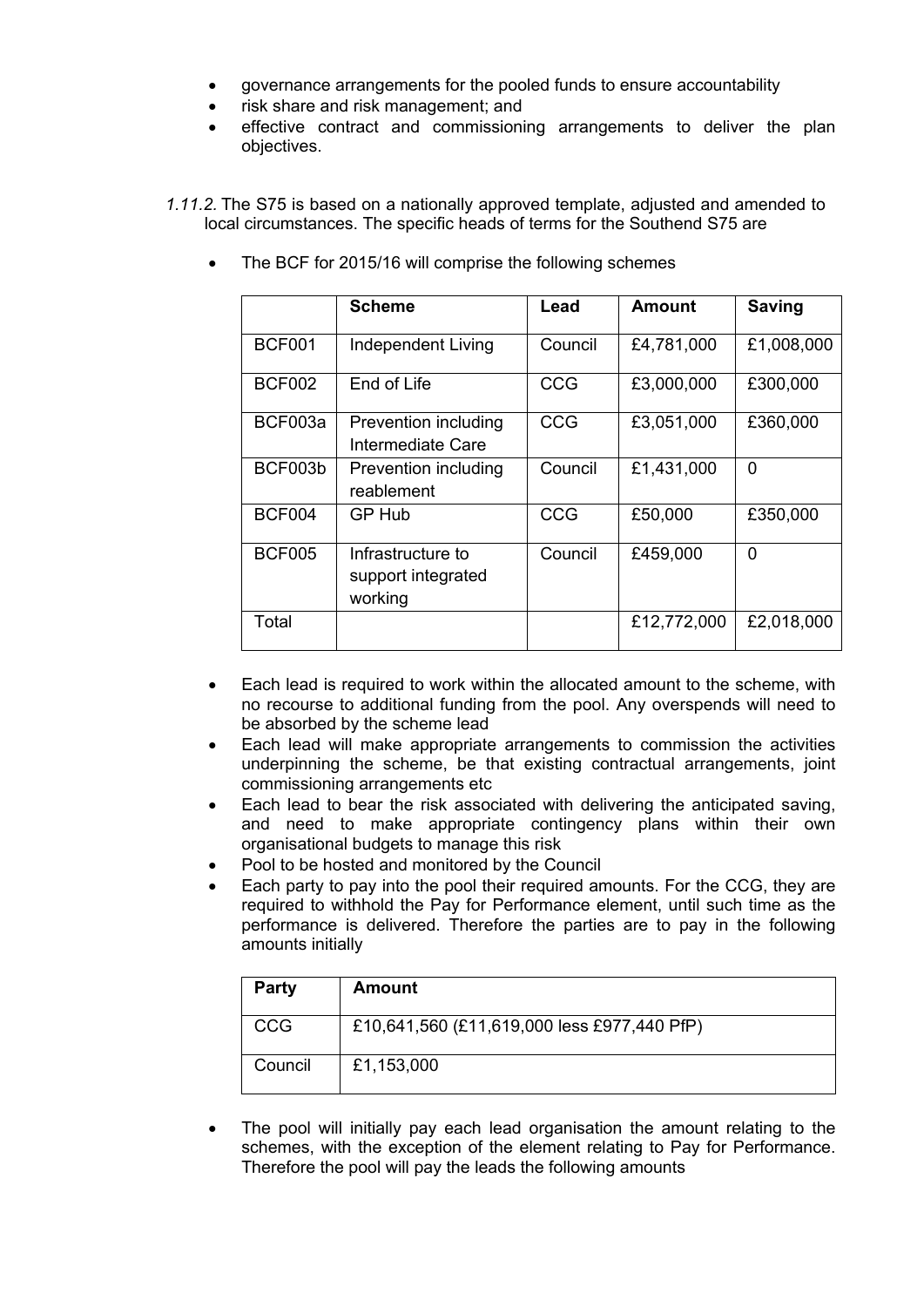- governance arrangements for the pooled funds to ensure accountability
- risk share and risk management; and
- effective contract and commissioning arrangements to deliver the plan objectives.

*1.11.2.* The S75 is based on a nationally approved template, adjusted and amended to local circumstances. The specific heads of terms for the Southend S75 are

- The BCF for 2015/16 will comprise the following schemes

| | Scheme | Lead | Amount | Saving |
|---|---|---|---|---|
| BCF001 | Independent Living | Council | £4,781,000 | £1,008,000 |
| BCF002 | End of Life | CCG | £3,000,000 | £300,000 |
| BCF003a | Prevention including Intermediate Care | CCG | £3,051,000 | £360,000 |
| BCF003b | Prevention including reablement | Council | £1,431,000 | 0 |
| BCF004 | GP Hub | CCG | £50,000 | £350,000 |
| BCF005 | Infrastructure to support integrated working | Council | £459,000 | 0 |
| Total | | | £12,772,000 | £2,018,000 |

- Each lead is required to work within the allocated amount to the scheme, with no recourse to additional funding from the pool. Any overspends will need to be absorbed by the scheme lead
- Each lead will make appropriate arrangements to commission the activities underpinning the scheme, be that existing contractual arrangements, joint commissioning arrangements etc
- Each lead to bear the risk associated with delivering the anticipated saving, and need to make appropriate contingency plans within their own organisational budgets to manage this risk
- Pool to be hosted and monitored by the Council
- Each party to pay into the pool their required amounts. For the CCG, they are required to withhold the Pay for Performance element, until such time as the performance is delivered. Therefore the parties are to pay in the following amounts initially

| Party | Amount |
|---|---|
| CCG | £10,641,560 (£11,619,000 less £977,440 PfP) |
| Council | £1,153,000 |

- The pool will initially pay each lead organisation the amount relating to the schemes, with the exception of the element relating to Pay for Performance. Therefore the pool will pay the leads the following amounts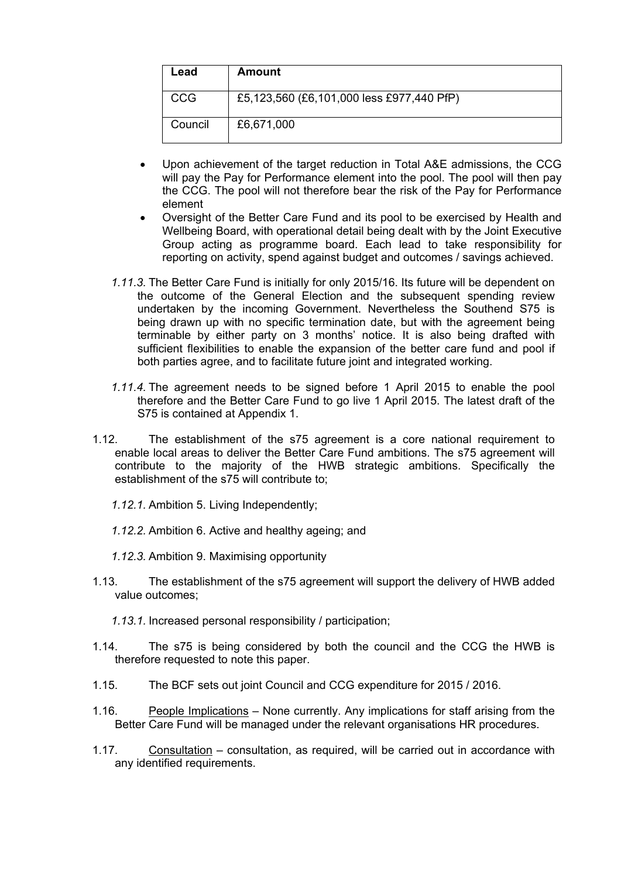| Lead | Amount |
| --- | --- |
| CCG | £5,123,560 (£6,101,000 less £977,440 PfP) |
| Council | £6,671,000 |

- Upon achievement of the target reduction in Total A&E admissions, the CCG will pay the Pay for Performance element into the pool. The pool will then pay the CCG. The pool will not therefore bear the risk of the Pay for Performance element
- Oversight of the Better Care Fund and its pool to be exercised by Health and Wellbeing Board, with operational detail being dealt with by the Joint Executive Group acting as programme board. Each lead to take responsibility for reporting on activity, spend against budget and outcomes / savings achieved.

*1.11.3.* The Better Care Fund is initially for only 2015/16. Its future will be dependent on the outcome of the General Election and the subsequent spending review undertaken by the incoming Government. Nevertheless the Southend S75 is being drawn up with no specific termination date, but with the agreement being terminable by either party on 3 months' notice. It is also being drafted with sufficient flexibilities to enable the expansion of the better care fund and pool if both parties agree, and to facilitate future joint and integrated working.

*1.11.4.* The agreement needs to be signed before 1 April 2015 to enable the pool therefore and the Better Care Fund to go live 1 April 2015. The latest draft of the S75 is contained at Appendix 1.

1.12. The establishment of the s75 agreement is a core national requirement to enable local areas to deliver the Better Care Fund ambitions. The s75 agreement will contribute to the majority of the HWB strategic ambitions. Specifically the establishment of the s75 will contribute to;

*1.12.1.* Ambition 5. Living Independently;

*1.12.2.* Ambition 6. Active and healthy ageing; and

*1.12.3.* Ambition 9. Maximising opportunity

1.13. The establishment of the s75 agreement will support the delivery of HWB added value outcomes;

*1.13.1.* Increased personal responsibility / participation;

1.14. The s75 is being considered by both the council and the CCG the HWB is therefore requested to note this paper.

1.15. The BCF sets out joint Council and CCG expenditure for 2015 / 2016.

1.16. <u>People Implications</u> – None currently. Any implications for staff arising from the Better Care Fund will be managed under the relevant organisations HR procedures.

1.17. <u>Consultation</u> – consultation, as required, will be carried out in accordance with any identified requirements.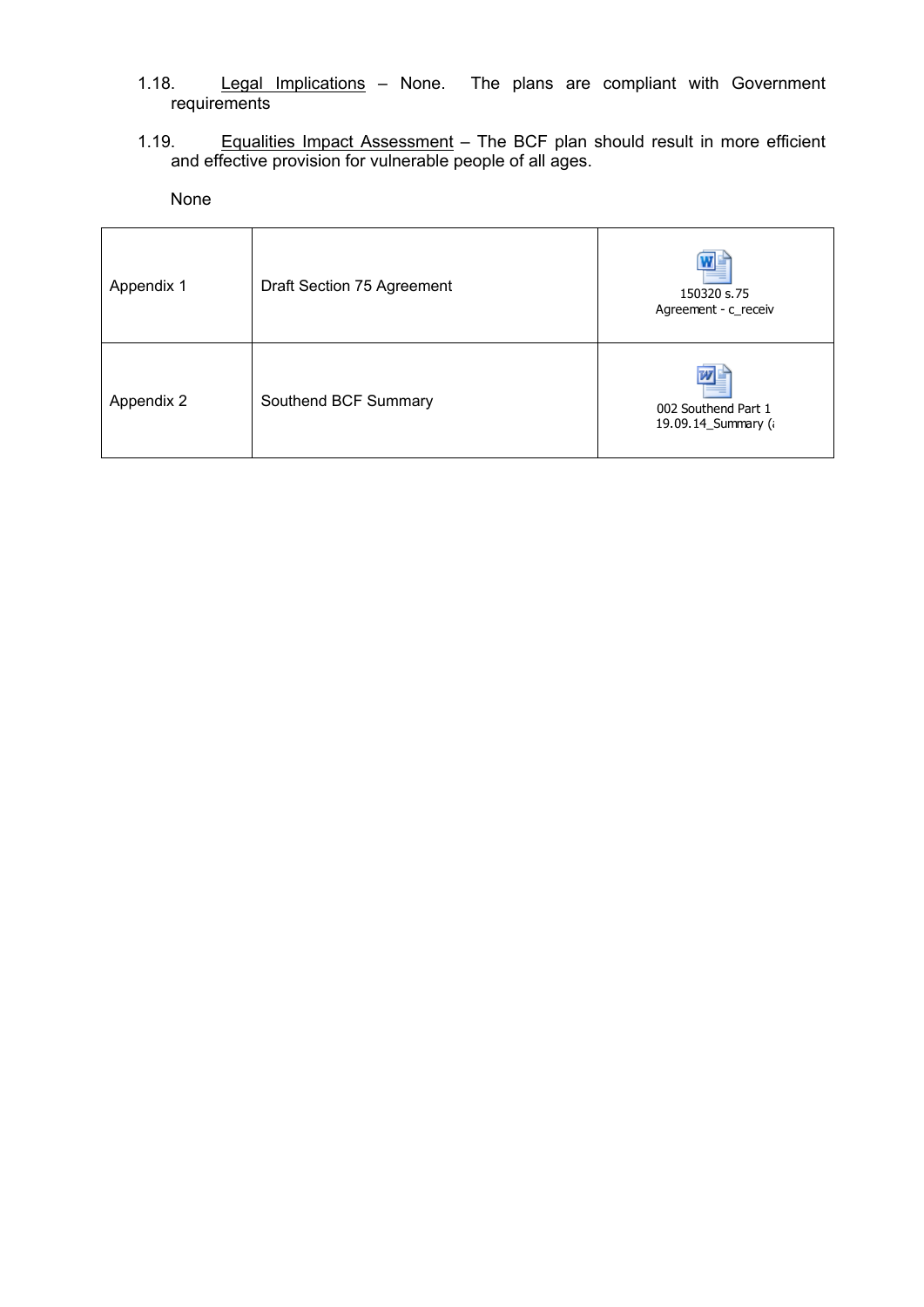1.18. Legal Implications – None. The plans are compliant with Government requirements

1.19. Equalities Impact Assessment – The BCF plan should result in more efficient and effective provision for vulnerable people of all ages.

None

| | | |
|---|---|---|
| Appendix 1 | Draft Section 75 Agreement | 150320 s.75 Agreement - c_receiv |
| Appendix 2 | Southend BCF Summary | 002 Southend Part 1 19.09.14_Summary (a |